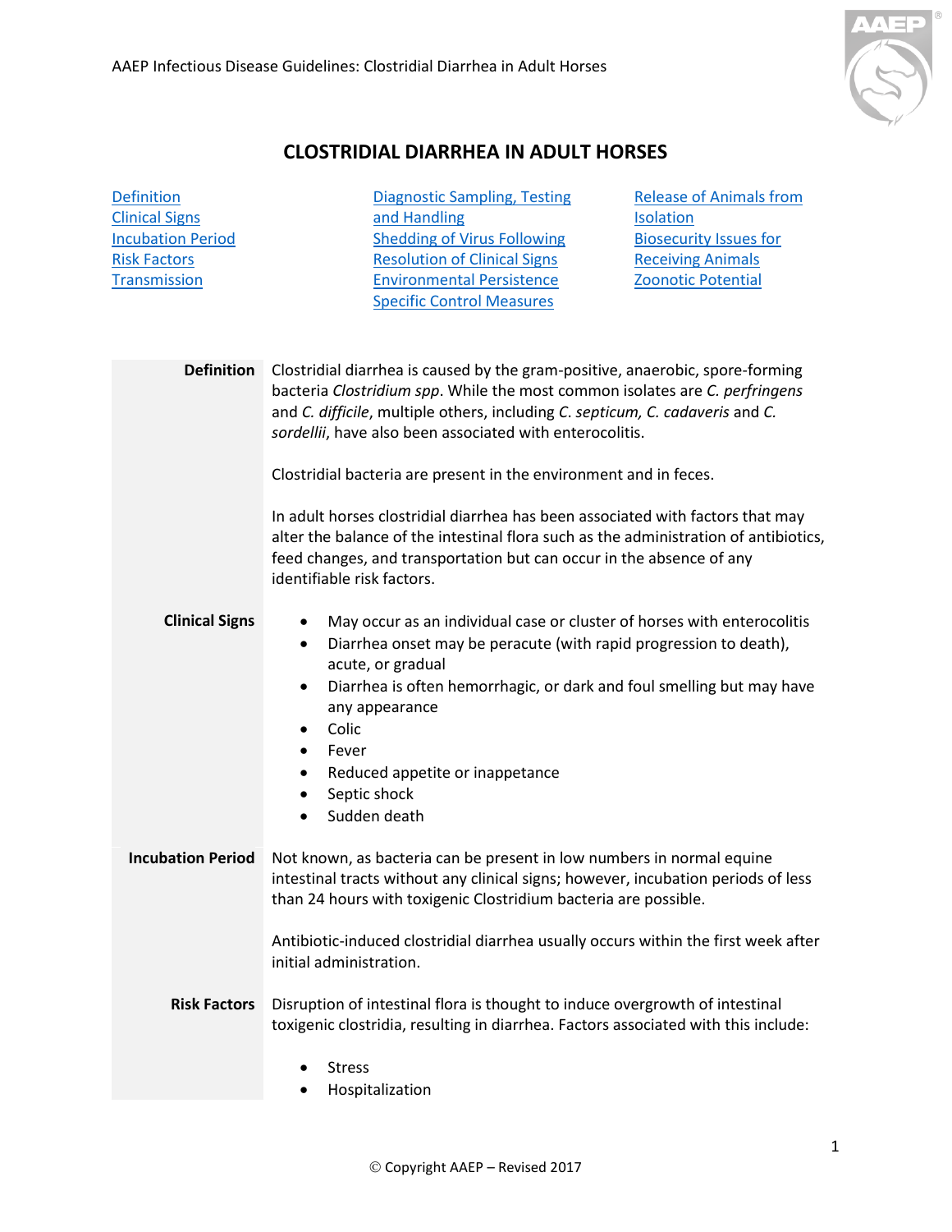# CLOSTRIDIAL DIARRHEA IN ADULT HORSES

- Definition
- Clinical Signs
- Incubation Period
- Risk Factors
- Transmission
- Diagnostic Sampling, Testing and Handling
- Shedding of Virus Following Resolution of Clinical Signs
- Environmental Persistence
- Specific Control Measures
- Release of Animals from Isolation
- Biosecurity Issues for Receiving Animals
- Zoonotic Potential

## Definition

Clostridial diarrhea is caused by the gram-positive, anaerobic, spore-forming bacteria *Clostridium spp*. While the most common isolates are *C. perfringens* and *C. difficile*, multiple others, including *C. septicum, C. cadaveris* and *C. sordellii*, have also been associated with enterocolitis.

Clostridial bacteria are present in the environment and in feces.

In adult horses clostridial diarrhea has been associated with factors that may alter the balance of the intestinal flora such as the administration of antibiotics, feed changes, and transportation but can occur in the absence of any identifiable risk factors.

## Clinical Signs

- May occur as an individual case or cluster of horses with enterocolitis
- Diarrhea onset may be peracute (with rapid progression to death), acute, or gradual
- Diarrhea is often hemorrhagic, or dark and foul smelling but may have any appearance
- Colic
- Fever
- Reduced appetite or inappetance
- Septic shock
- Sudden death

## Incubation Period

Not known, as bacteria can be present in low numbers in normal equine intestinal tracts without any clinical signs; however, incubation periods of less than 24 hours with toxigenic Clostridium bacteria are possible.

Antibiotic-induced clostridial diarrhea usually occurs within the first week after initial administration.

## Risk Factors

Disruption of intestinal flora is thought to induce overgrowth of intestinal toxigenic clostridia, resulting in diarrhea. Factors associated with this include:

- Stress
- Hospitalization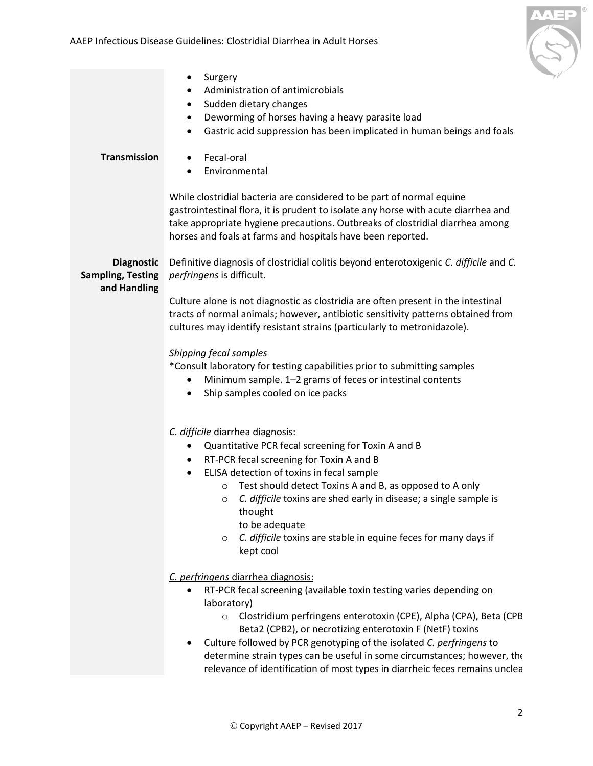- Surgery
- Administration of antimicrobials
- Sudden dietary changes
- Deworming of horses having a heavy parasite load
- Gastric acid suppression has been implicated in human beings and foals

**Transmission**

- Fecal-oral
- Environmental

While clostridial bacteria are considered to be part of normal equine gastrointestinal flora, it is prudent to isolate any horse with acute diarrhea and take appropriate hygiene precautions. Outbreaks of clostridial diarrhea among horses and foals at farms and hospitals have been reported.

**Diagnostic Sampling, Testing and Handling**

Definitive diagnosis of clostridial colitis beyond enterotoxigenic *C. difficile* and *C. perfringens* is difficult.

Culture alone is not diagnostic as clostridia are often present in the intestinal tracts of normal animals; however, antibiotic sensitivity patterns obtained from cultures may identify resistant strains (particularly to metronidazole).

*Shipping fecal samples*

*Consult laboratory for testing capabilities prior to submitting samples

- Minimum sample. 1–2 grams of feces or intestinal contents
- Ship samples cooled on ice packs

<u>*C. difficile* diarrhea diagnosis</u>:

- Quantitative PCR fecal screening for Toxin A and B
- RT-PCR fecal screening for Toxin A and B
- ELISA detection of toxins in fecal sample
  - Test should detect Toxins A and B, as opposed to A only
  - *C. difficile* toxins are shed early in disease; a single sample is thought to be adequate
  - *C. difficile* toxins are stable in equine feces for many days if kept cool

<u>*C. perfringens* diarrhea diagnosis:</u>

- RT-PCR fecal screening (available toxin testing varies depending on laboratory)
  - Clostridium perfringens enterotoxin (CPE), Alpha (CPA), Beta (CPB Beta2 (CPB2), or necrotizing enterotoxin F (NetF) toxins
- Culture followed by PCR genotyping of the isolated *C. perfringens* to determine strain types can be useful in some circumstances; however, the relevance of identification of most types in diarrheic feces remains unclea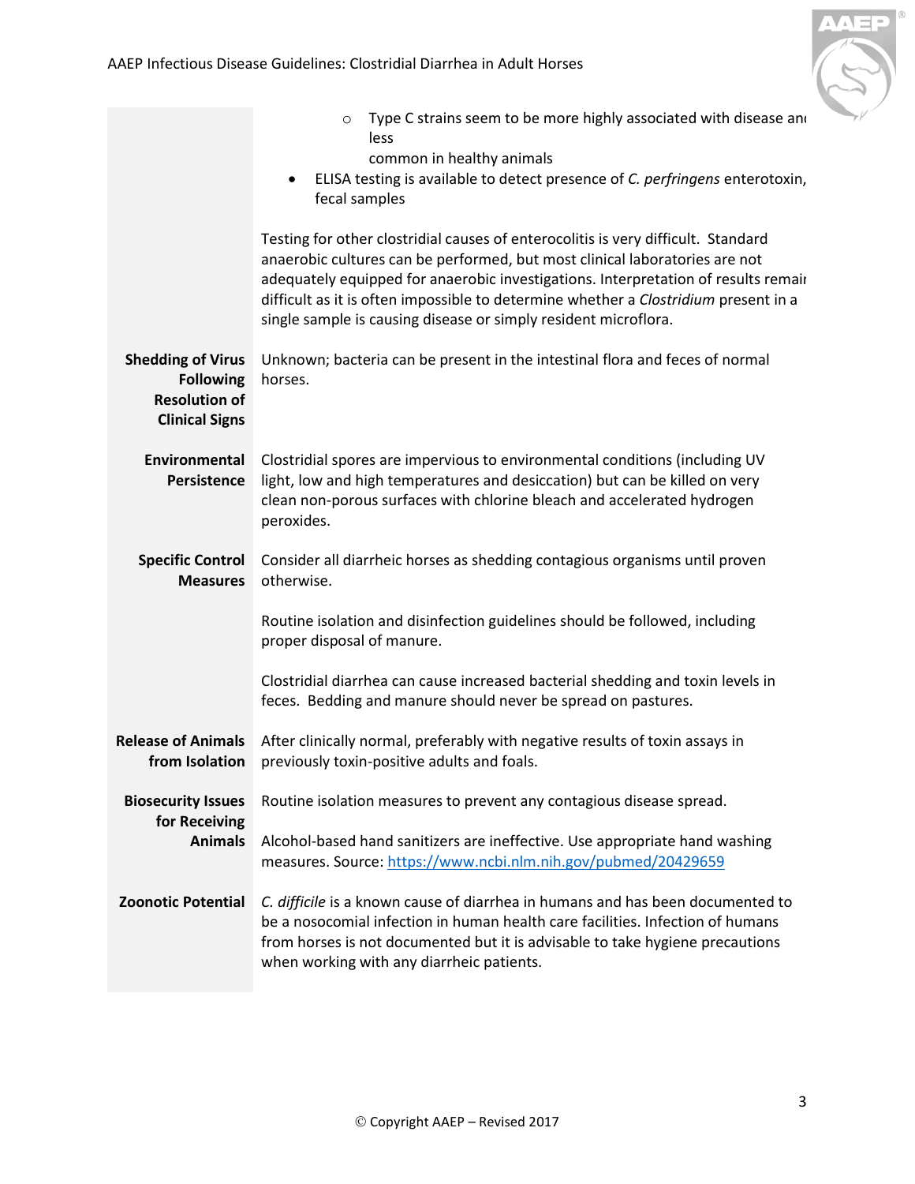| | |
|---|---|
| | - Type C strains seem to be more highly associated with disease and less common in healthy animals<br>• ELISA testing is available to detect presence of *C. perfringens* enterotoxin, fecal samples<br><br>Testing for other clostridial causes of enterocolitis is very difficult. Standard anaerobic cultures can be performed, but most clinical laboratories are not adequately equipped for anaerobic investigations. Interpretation of results remain difficult as it is often impossible to determine whether a *Clostridium* present in a single sample is causing disease or simply resident microflora. |
| **Shedding of Virus Following Resolution of Clinical Signs** | Unknown; bacteria can be present in the intestinal flora and feces of normal horses. |
| **Environmental Persistence** | Clostridial spores are impervious to environmental conditions (including UV light, low and high temperatures and desiccation) but can be killed on very clean non-porous surfaces with chlorine bleach and accelerated hydrogen peroxides. |
| **Specific Control Measures** | Consider all diarrheic horses as shedding contagious organisms until proven otherwise.<br><br>Routine isolation and disinfection guidelines should be followed, including proper disposal of manure.<br><br>Clostridial diarrhea can cause increased bacterial shedding and toxin levels in feces. Bedding and manure should never be spread on pastures. |
| **Release of Animals from Isolation** | After clinically normal, preferably with negative results of toxin assays in previously toxin-positive adults and foals. |
| **Biosecurity Issues for Receiving Animals** | Routine isolation measures to prevent any contagious disease spread.<br><br>Alcohol-based hand sanitizers are ineffective. Use appropriate hand washing measures. Source: https://www.ncbi.nlm.nih.gov/pubmed/20429659 |
| **Zoonotic Potential** | *C. difficile* is a known cause of diarrhea in humans and has been documented to be a nosocomial infection in human health care facilities. Infection of humans from horses is not documented but it is advisable to take hygiene precautions when working with any diarrheic patients. |

© Copyright AAEP – Revised 2017